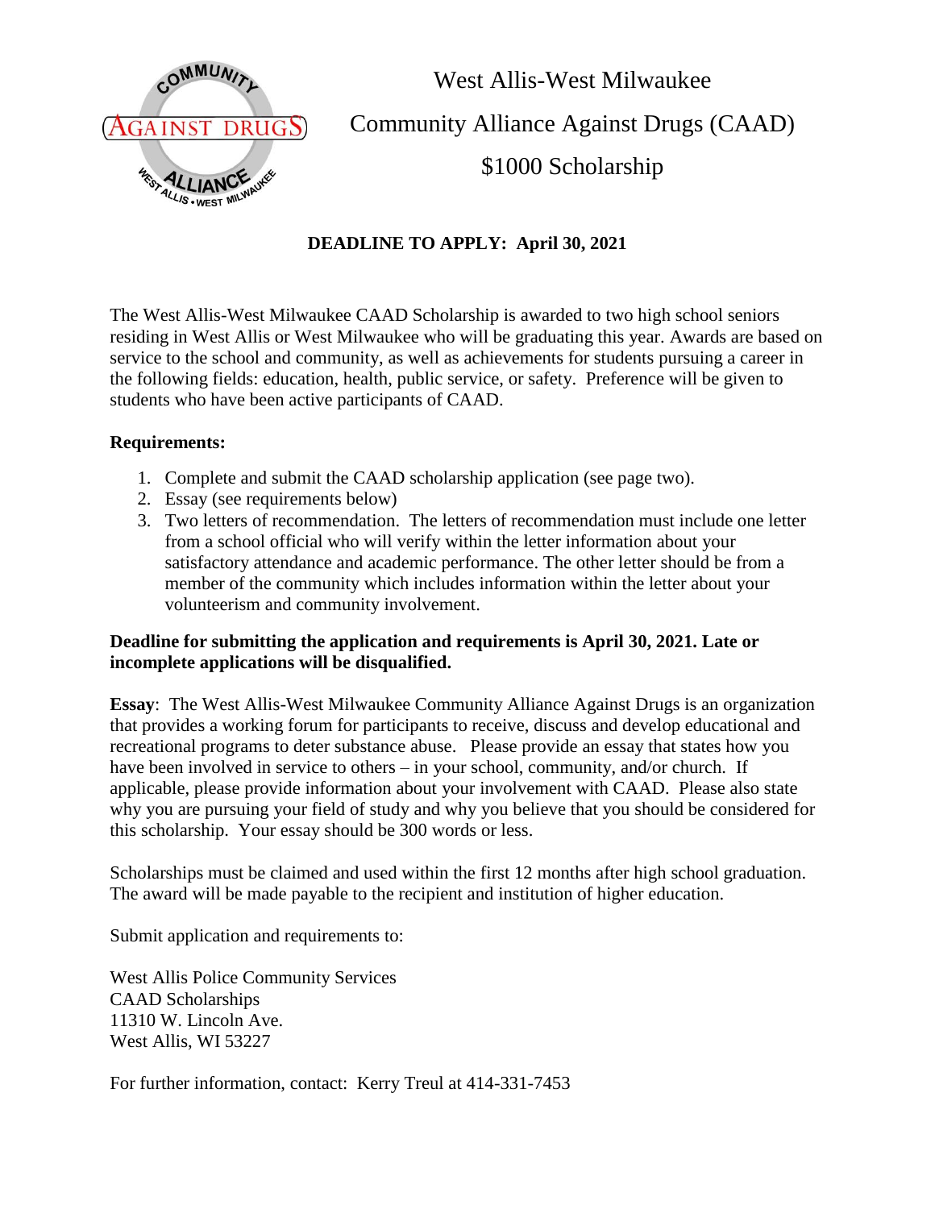# West Allis-West Milwaukee

# Community Alliance Against Drugs (CAAD)

# $1000 Scholarship

**DEADLINE TO APPLY: April 30, 2021**

The West Allis-West Milwaukee CAAD Scholarship is awarded to two high school seniors residing in West Allis or West Milwaukee who will be graduating this year. Awards are based on service to the school and community, as well as achievements for students pursuing a career in the following fields: education, health, public service, or safety. Preference will be given to students who have been active participants of CAAD.

**Requirements:**

1. Complete and submit the CAAD scholarship application (see page two).
2. Essay (see requirements below)
3. Two letters of recommendation. The letters of recommendation must include one letter from a school official who will verify within the letter information about your satisfactory attendance and academic performance. The other letter should be from a member of the community which includes information within the letter about your volunteerism and community involvement.

**Deadline for submitting the application and requirements is April 30, 2021. Late or incomplete applications will be disqualified.**

**Essay**: The West Allis-West Milwaukee Community Alliance Against Drugs is an organization that provides a working forum for participants to receive, discuss and develop educational and recreational programs to deter substance abuse. Please provide an essay that states how you have been involved in service to others – in your school, community, and/or church. If applicable, please provide information about your involvement with CAAD. Please also state why you are pursuing your field of study and why you believe that you should be considered for this scholarship. Your essay should be 300 words or less.

Scholarships must be claimed and used within the first 12 months after high school graduation. The award will be made payable to the recipient and institution of higher education.

Submit application and requirements to:

West Allis Police Community Services
CAAD Scholarships
11310 W. Lincoln Ave.
West Allis, WI 53227

For further information, contact: Kerry Treul at 414-331-7453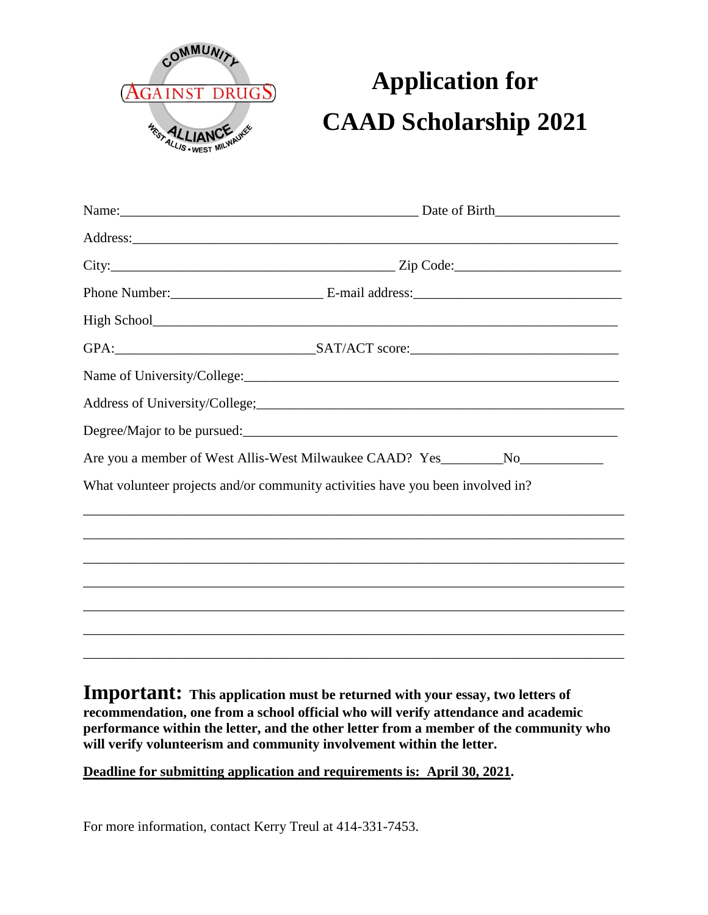# Application for CAAD Scholarship 2021

Name:\_\_\_\_\_\_\_\_\_\_\_\_\_\_\_\_\_\_\_\_\_\_\_\_\_\_\_\_\_\_\_\_\_\_\_\_\_\_\_\_\_\_\_\_ Date of Birth\_\_\_\_\_\_\_\_\_\_\_\_\_\_\_\_\_\_

Address:\_\_\_\_\_\_\_\_\_\_\_\_\_\_\_\_\_\_\_\_\_\_\_\_\_\_\_\_\_\_\_\_\_\_\_\_\_\_\_\_\_\_\_\_\_\_\_\_\_\_\_\_\_\_\_\_\_\_\_\_\_\_\_\_\_\_\_\_\_\_

City:\_\_\_\_\_\_\_\_\_\_\_\_\_\_\_\_\_\_\_\_\_\_\_\_\_\_\_\_\_\_\_\_\_\_\_\_\_\_\_\_\_\_\_ Zip Code:\_\_\_\_\_\_\_\_\_\_\_\_\_\_\_\_\_\_\_\_\_\_\_\_

Phone Number:\_\_\_\_\_\_\_\_\_\_\_\_\_\_\_\_\_\_\_\_\_\_ E-mail address:\_\_\_\_\_\_\_\_\_\_\_\_\_\_\_\_\_\_\_\_\_\_\_\_\_\_\_\_\_\_

High School\_\_\_\_\_\_\_\_\_\_\_\_\_\_\_\_\_\_\_\_\_\_\_\_\_\_\_\_\_\_\_\_\_\_\_\_\_\_\_\_\_\_\_\_\_\_\_\_\_\_\_\_\_\_\_\_\_\_\_\_\_\_\_\_\_\_\_\_

GPA:\_\_\_\_\_\_\_\_\_\_\_\_\_\_\_\_\_\_\_\_\_\_\_\_\_\_\_\_\_SAT/ACT score:\_\_\_\_\_\_\_\_\_\_\_\_\_\_\_\_\_\_\_\_\_\_\_\_\_\_\_\_\_\_

Name of University/College:\_\_\_\_\_\_\_\_\_\_\_\_\_\_\_\_\_\_\_\_\_\_\_\_\_\_\_\_\_\_\_\_\_\_\_\_\_\_\_\_\_\_\_\_\_\_\_\_\_\_\_\_\_\_\_\_

Address of University/College;\_\_\_\_\_\_\_\_\_\_\_\_\_\_\_\_\_\_\_\_\_\_\_\_\_\_\_\_\_\_\_\_\_\_\_\_\_\_\_\_\_\_\_\_\_\_\_\_\_\_\_\_\_\_

Degree/Major to be pursued:\_\_\_\_\_\_\_\_\_\_\_\_\_\_\_\_\_\_\_\_\_\_\_\_\_\_\_\_\_\_\_\_\_\_\_\_\_\_\_\_\_\_\_\_\_\_\_\_\_\_\_\_\_\_\_\_

Are you a member of West Allis-West Milwaukee CAAD? Yes\_\_\_\_\_\_\_\_\_No\_\_\_\_\_\_\_\_\_\_\_\_

What volunteer projects and/or community activities have you been involved in?

\_\_\_\_\_\_\_\_\_\_\_\_\_\_\_\_\_\_\_\_\_\_\_\_\_\_\_\_\_\_\_\_\_\_\_\_\_\_\_\_\_\_\_\_\_\_\_\_\_\_\_\_\_\_\_\_\_\_\_\_\_\_\_\_\_\_\_\_\_\_\_\_\_\_\_\_\_\_

\_\_\_\_\_\_\_\_\_\_\_\_\_\_\_\_\_\_\_\_\_\_\_\_\_\_\_\_\_\_\_\_\_\_\_\_\_\_\_\_\_\_\_\_\_\_\_\_\_\_\_\_\_\_\_\_\_\_\_\_\_\_\_\_\_\_\_\_\_\_\_\_\_\_\_\_\_\_

\_\_\_\_\_\_\_\_\_\_\_\_\_\_\_\_\_\_\_\_\_\_\_\_\_\_\_\_\_\_\_\_\_\_\_\_\_\_\_\_\_\_\_\_\_\_\_\_\_\_\_\_\_\_\_\_\_\_\_\_\_\_\_\_\_\_\_\_\_\_\_\_\_\_\_\_\_\_

\_\_\_\_\_\_\_\_\_\_\_\_\_\_\_\_\_\_\_\_\_\_\_\_\_\_\_\_\_\_\_\_\_\_\_\_\_\_\_\_\_\_\_\_\_\_\_\_\_\_\_\_\_\_\_\_\_\_\_\_\_\_\_\_\_\_\_\_\_\_\_\_\_\_\_\_\_\_

\_\_\_\_\_\_\_\_\_\_\_\_\_\_\_\_\_\_\_\_\_\_\_\_\_\_\_\_\_\_\_\_\_\_\_\_\_\_\_\_\_\_\_\_\_\_\_\_\_\_\_\_\_\_\_\_\_\_\_\_\_\_\_\_\_\_\_\_\_\_\_\_\_\_\_\_\_\_

\_\_\_\_\_\_\_\_\_\_\_\_\_\_\_\_\_\_\_\_\_\_\_\_\_\_\_\_\_\_\_\_\_\_\_\_\_\_\_\_\_\_\_\_\_\_\_\_\_\_\_\_\_\_\_\_\_\_\_\_\_\_\_\_\_\_\_\_\_\_\_\_\_\_\_\_\_\_

\_\_\_\_\_\_\_\_\_\_\_\_\_\_\_\_\_\_\_\_\_\_\_\_\_\_\_\_\_\_\_\_\_\_\_\_\_\_\_\_\_\_\_\_\_\_\_\_\_\_\_\_\_\_\_\_\_\_\_\_\_\_\_\_\_\_\_\_\_\_\_\_\_\_\_\_\_\_

**Important: This application must be returned with your essay, two letters of recommendation, one from a school official who will verify attendance and academic performance within the letter, and the other letter from a member of the community who will verify volunteerism and community involvement within the letter.**

**<u>Deadline for submitting application and requirements is: April 30, 2021</u>.**

For more information, contact Kerry Treul at 414-331-7453.